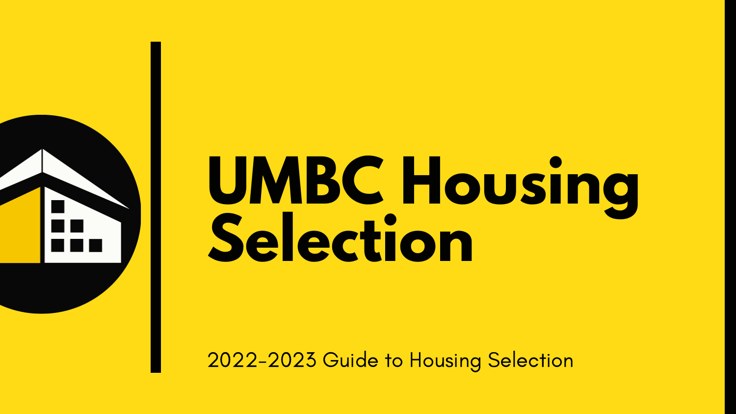# UMBC Housing Selection

2022-2023 Guide to Housing Selection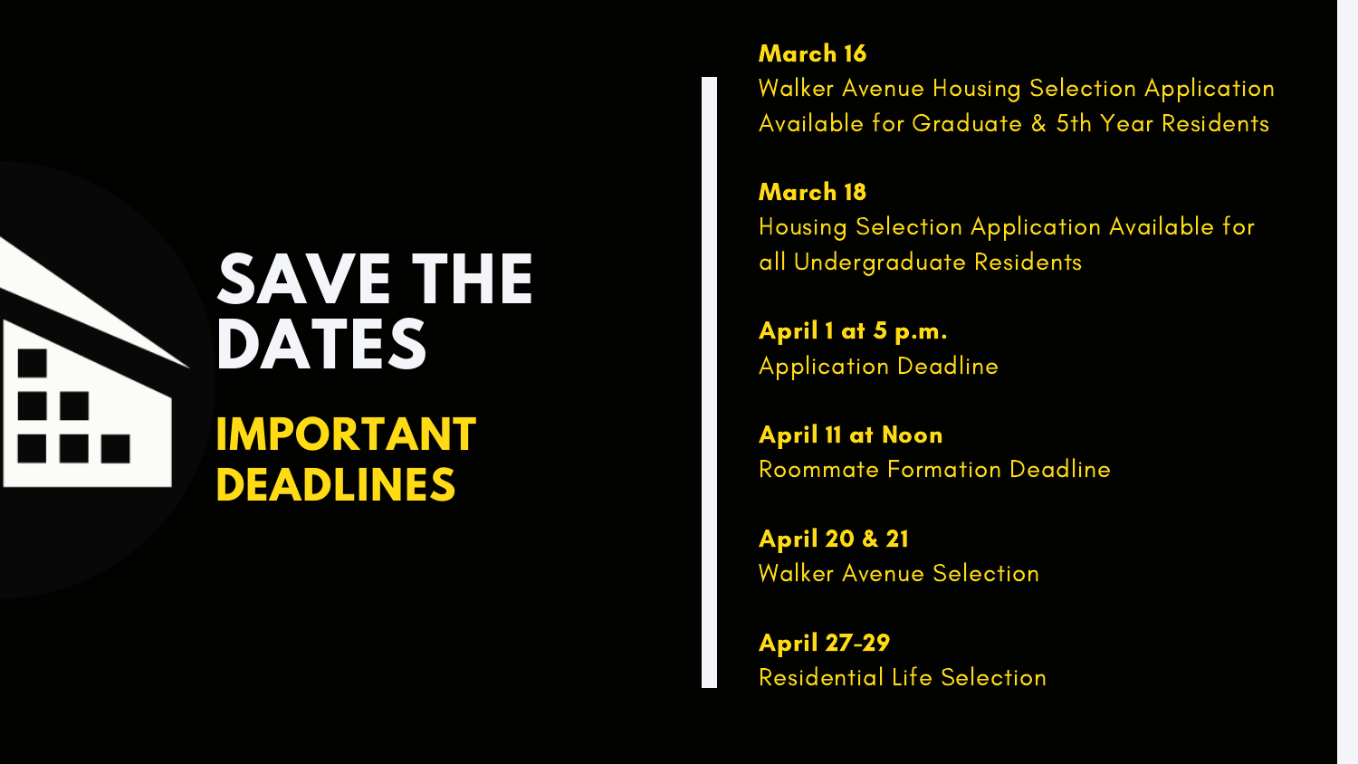# SAVE THE DATES

## IMPORTANT DEADLINES

**March 16**
Walker Avenue Housing Selection Application Available for Graduate & 5th Year Residents

**March 18**
Housing Selection Application Available for all Undergraduate Residents

**April 1 at 5 p.m.**
Application Deadline

**April 11 at Noon**
Roommate Formation Deadline

**April 20 & 21**
Walker Avenue Selection

**April 27-29**
Residential Life Selection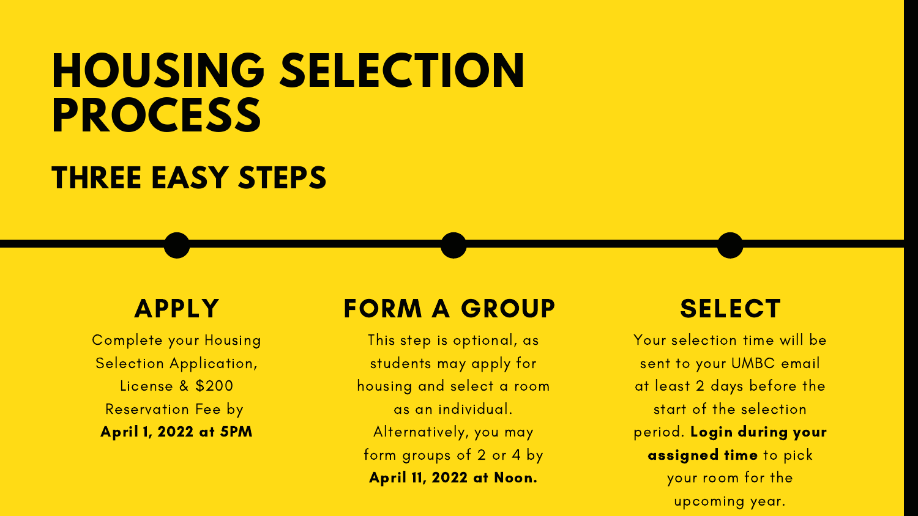# HOUSING SELECTION PROCESS

## THREE EASY STEPS

### APPLY

Complete your Housing Selection Application, License & $200 Reservation Fee by **April 1, 2022 at 5PM**

### FORM A GROUP

This step is optional, as students may apply for housing and select a room as an individual. Alternatively, you may form groups of 2 or 4 by **April 11, 2022 at Noon.**

### SELECT

Your selection time will be sent to your UMBC email at least 2 days before the start of the selection period. **Login during your assigned time** to pick your room for the upcoming year.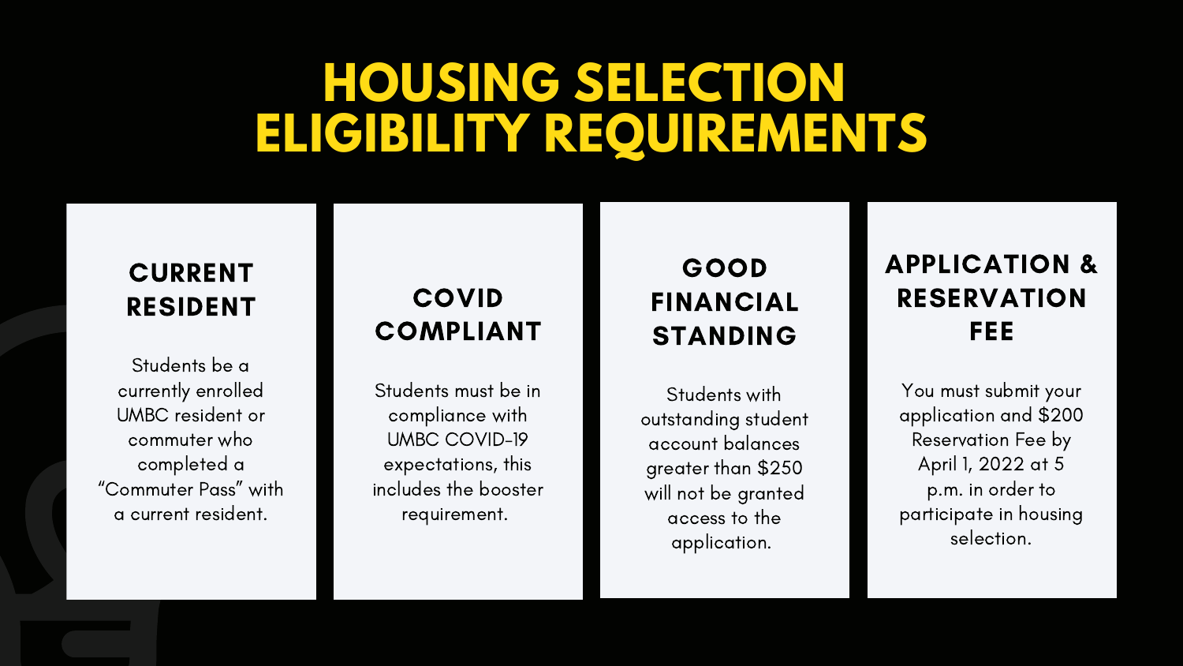# HOUSING SELECTION ELIGIBILITY REQUIREMENTS

## CURRENT RESIDENT

Students be a currently enrolled UMBC resident or commuter who completed a "Commuter Pass" with a current resident.

## COVID COMPLIANT

Students must be in compliance with UMBC COVID-19 expectations, this includes the booster requirement.

## GOOD FINANCIAL STANDING

Students with outstanding student account balances greater than $250 will not be granted access to the application.

## APPLICATION & RESERVATION FEE

You must submit your application and $200 Reservation Fee by April 1, 2022 at 5 p.m. in order to participate in housing selection.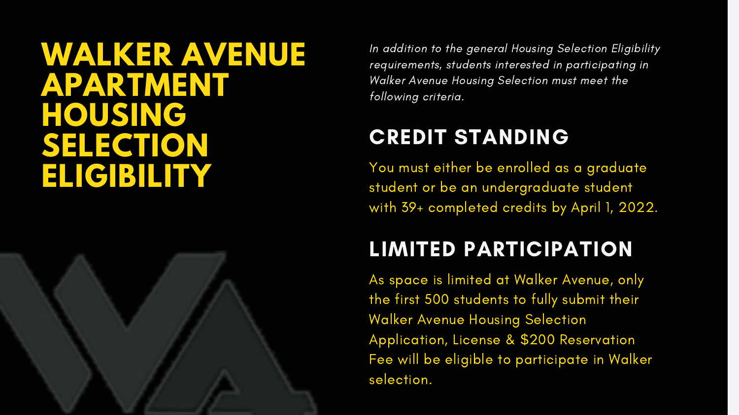# WALKER AVENUE APARTMENT HOUSING SELECTION ELIGIBILITY

*In addition to the general Housing Selection Eligibility requirements, students interested in participating in Walker Avenue Housing Selection must meet the following criteria.*

## CREDIT STANDING

You must either be enrolled as a graduate student or be an undergraduate student with 39+ completed credits by April 1, 2022.

## LIMITED PARTICIPATION

As space is limited at Walker Avenue, only the first 500 students to fully submit their Walker Avenue Housing Selection Application, License & $200 Reservation Fee will be eligible to participate in Walker selection.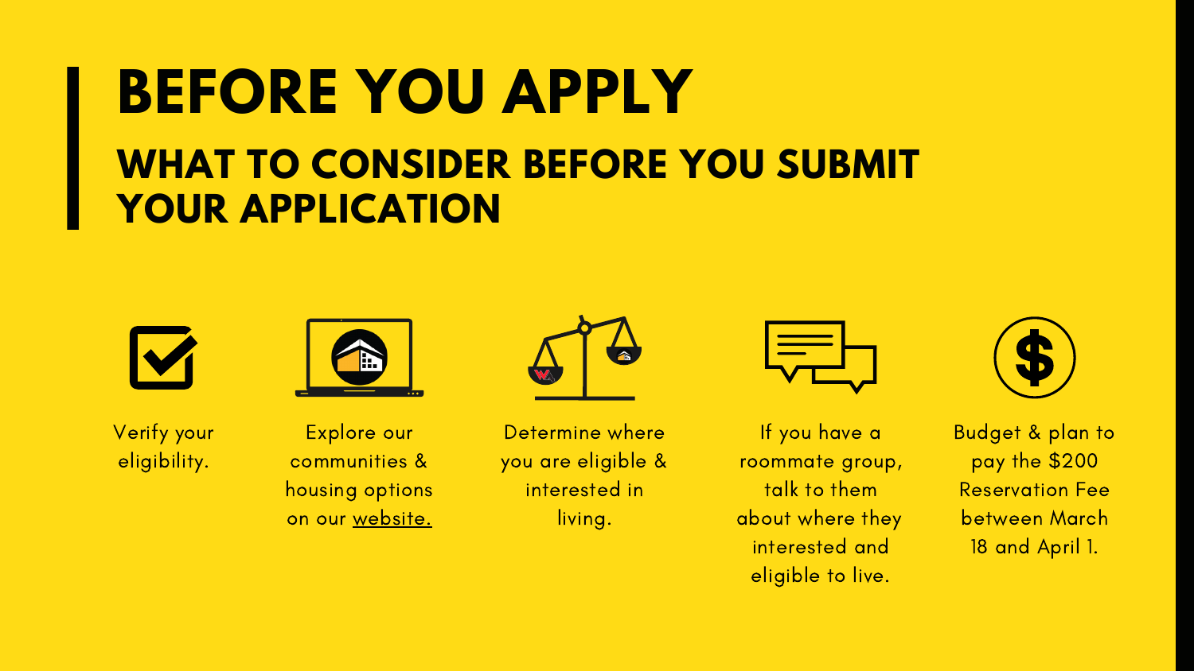# BEFORE YOU APPLY

## WHAT TO CONSIDER BEFORE YOU SUBMIT YOUR APPLICATION

- Verify your eligibility.
- Explore our communities & housing options on our website.
- Determine where you are eligible & interested in living.
- If you have a roommate group, talk to them about where they interested and eligible to live.
- Budget & plan to pay the $200 Reservation Fee between March 18 and April 1.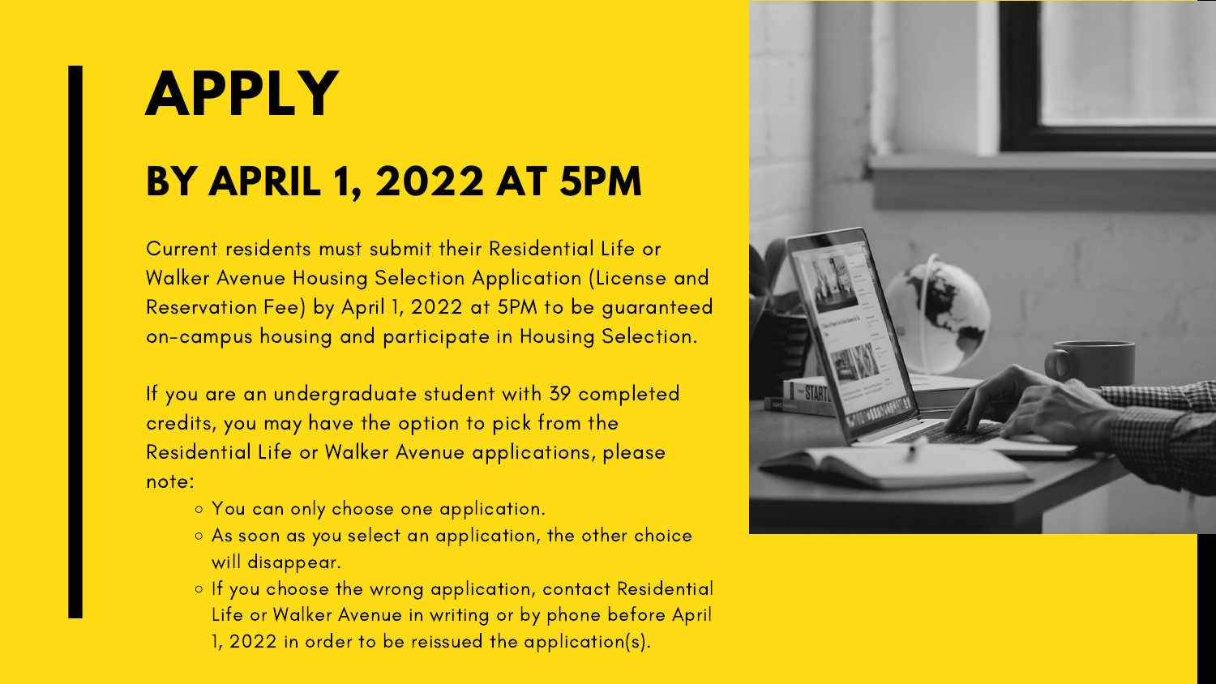# APPLY

## BY APRIL 1, 2022 AT 5PM

Current residents must submit their Residential Life or Walker Avenue Housing Selection Application (License and Reservation Fee) by April 1, 2022 at 5PM to be guaranteed on-campus housing and participate in Housing Selection.

If you are an undergraduate student with 39 completed credits, you may have the option to pick from the Residential Life or Walker Avenue applications, please note:

- You can only choose one application.
- As soon as you select an application, the other choice will disappear.
- If you choose the wrong application, contact Residential Life or Walker Avenue in writing or by phone before April 1, 2022 in order to be reissued the application(s).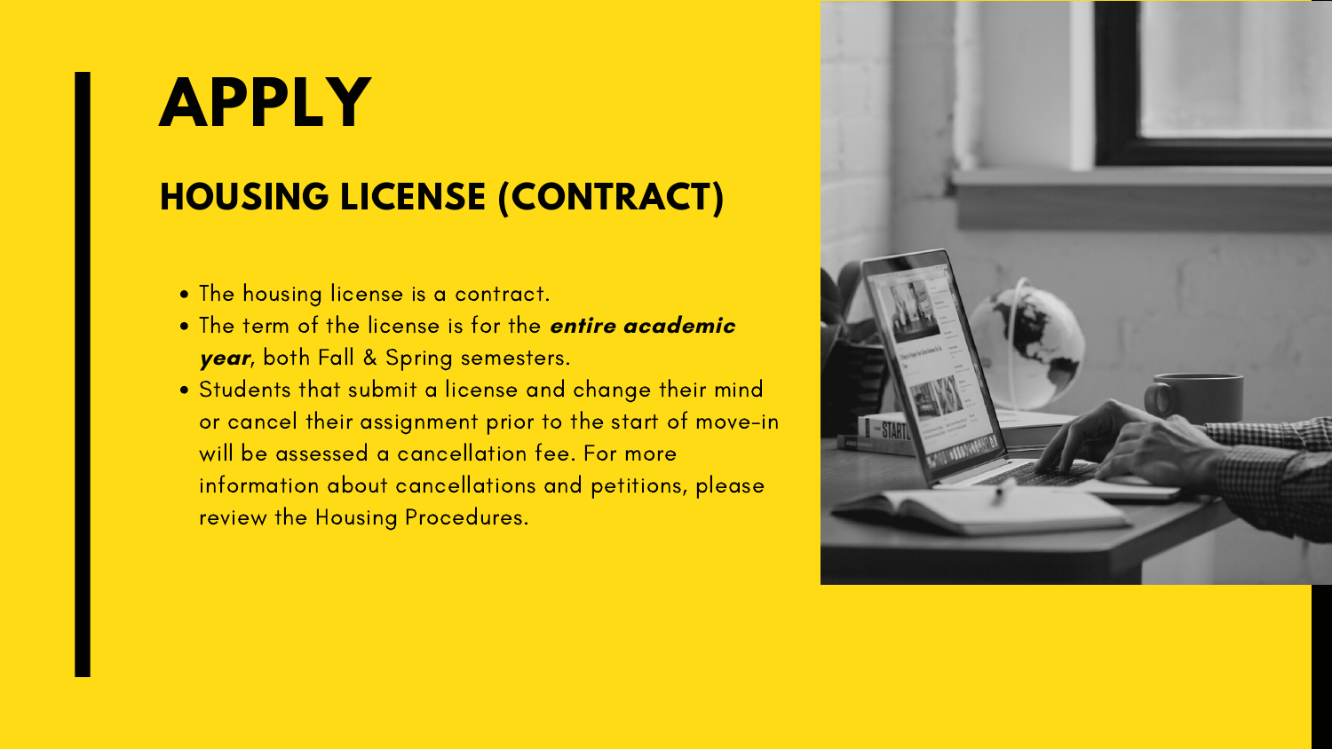# APPLY

## HOUSING LICENSE (CONTRACT)

- The housing license is a contract.
- The term of the license is for the ***entire academic year***, both Fall & Spring semesters.
- Students that submit a license and change their mind or cancel their assignment prior to the start of move-in will be assessed a cancellation fee. For more information about cancellations and petitions, please review the Housing Procedures.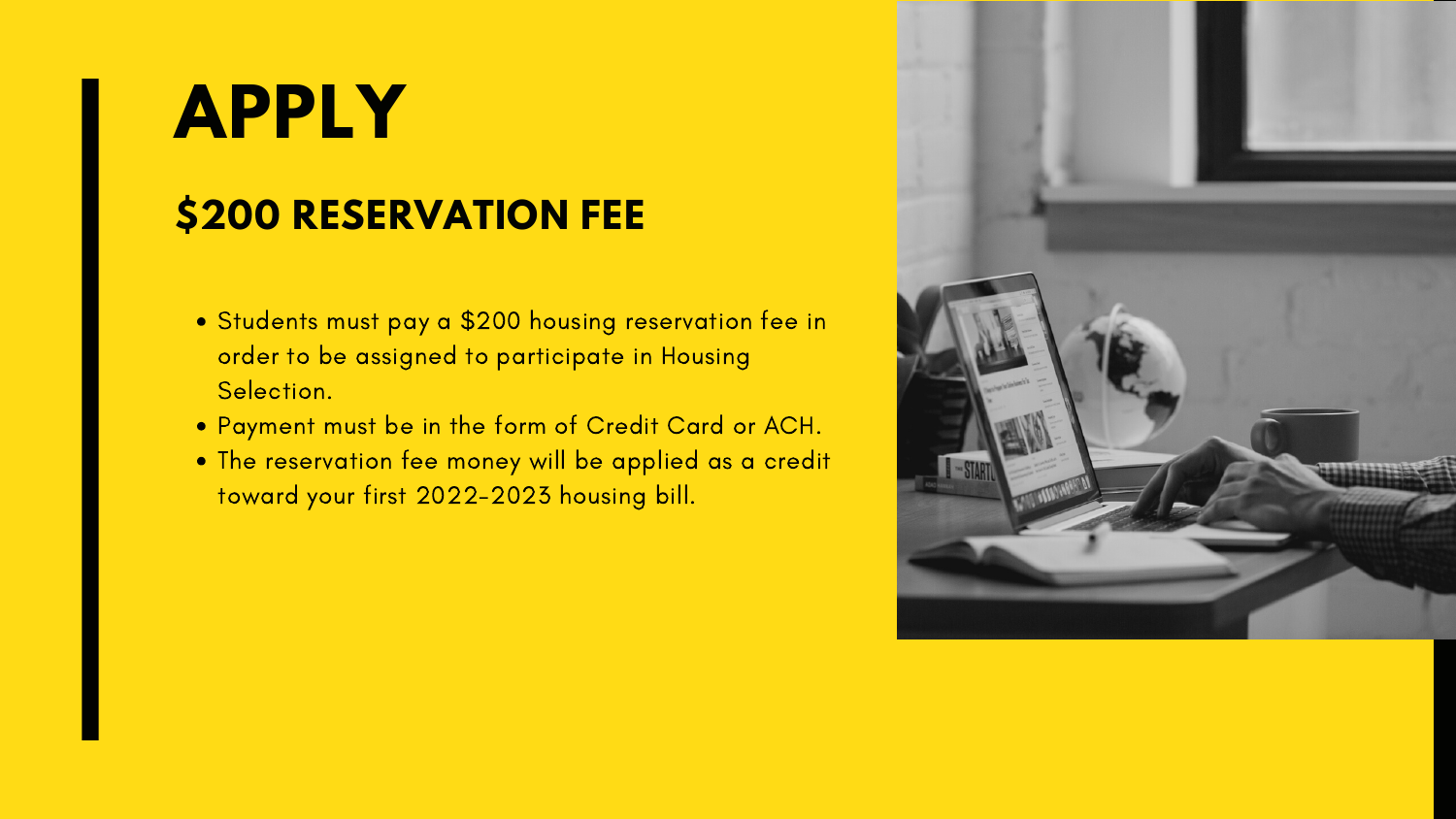# APPLY

## $200 RESERVATION FEE

- Students must pay a $200 housing reservation fee in order to be assigned to participate in Housing Selection.
- Payment must be in the form of Credit Card or ACH.
- The reservation fee money will be applied as a credit toward your first 2022-2023 housing bill.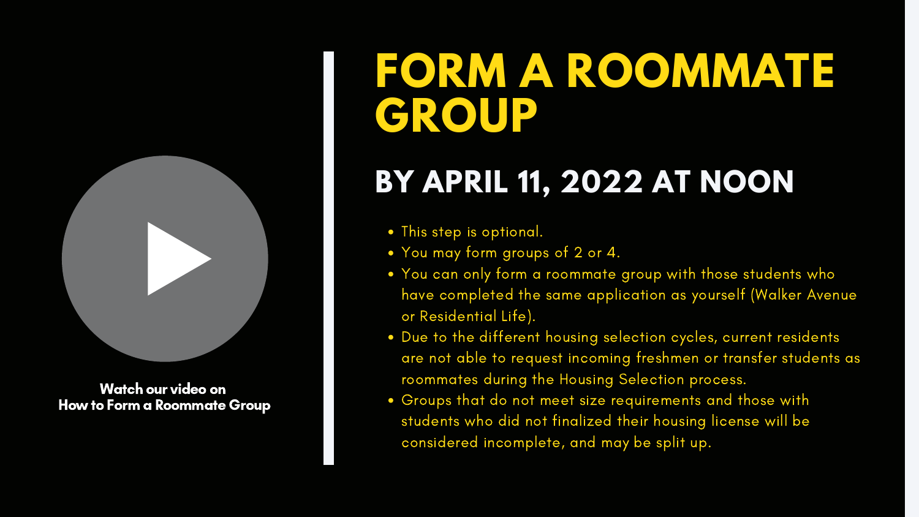Watch our video on
How to Form a Roommate Group

# FORM A ROOMMATE GROUP

## BY APRIL 11, 2022 AT NOON

- This step is optional.
- You may form groups of 2 or 4.
- You can only form a roommate group with those students who have completed the same application as yourself (Walker Avenue or Residential Life).
- Due to the different housing selection cycles, current residents are not able to request incoming freshmen or transfer students as roommates during the Housing Selection process.
- Groups that do not meet size requirements and those with students who did not finalized their housing license will be considered incomplete, and may be split up.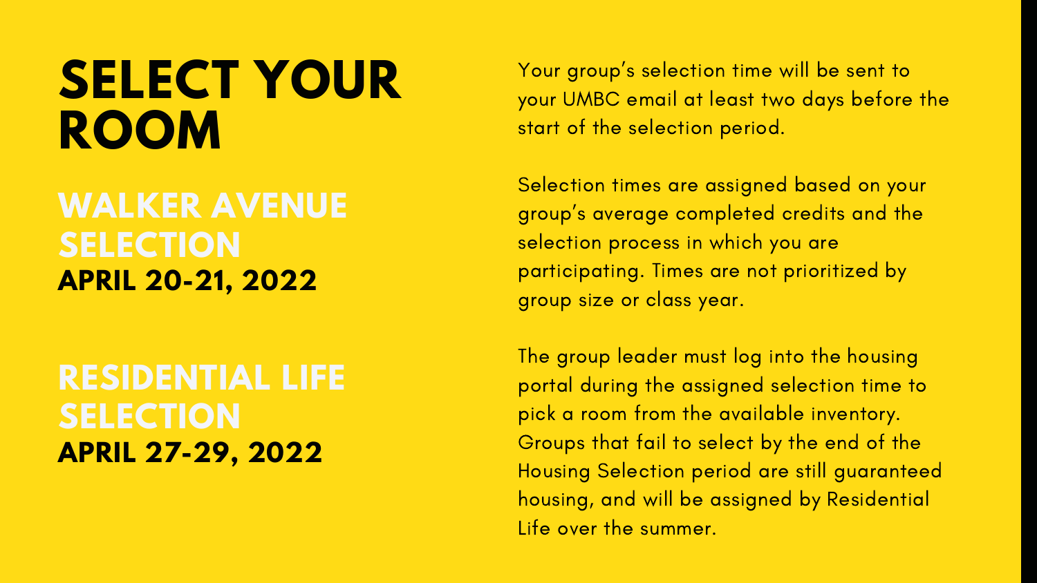# SELECT YOUR ROOM

## WALKER AVENUE SELECTION

**APRIL 20-21, 2022**

## RESIDENTIAL LIFE SELECTION

**APRIL 27-29, 2022**

Your group's selection time will be sent to your UMBC email at least two days before the start of the selection period.

Selection times are assigned based on your group's average completed credits and the selection process in which you are participating. Times are not prioritized by group size or class year.

The group leader must log into the housing portal during the assigned selection time to pick a room from the available inventory. Groups that fail to select by the end of the Housing Selection period are still guaranteed housing, and will be assigned by Residential Life over the summer.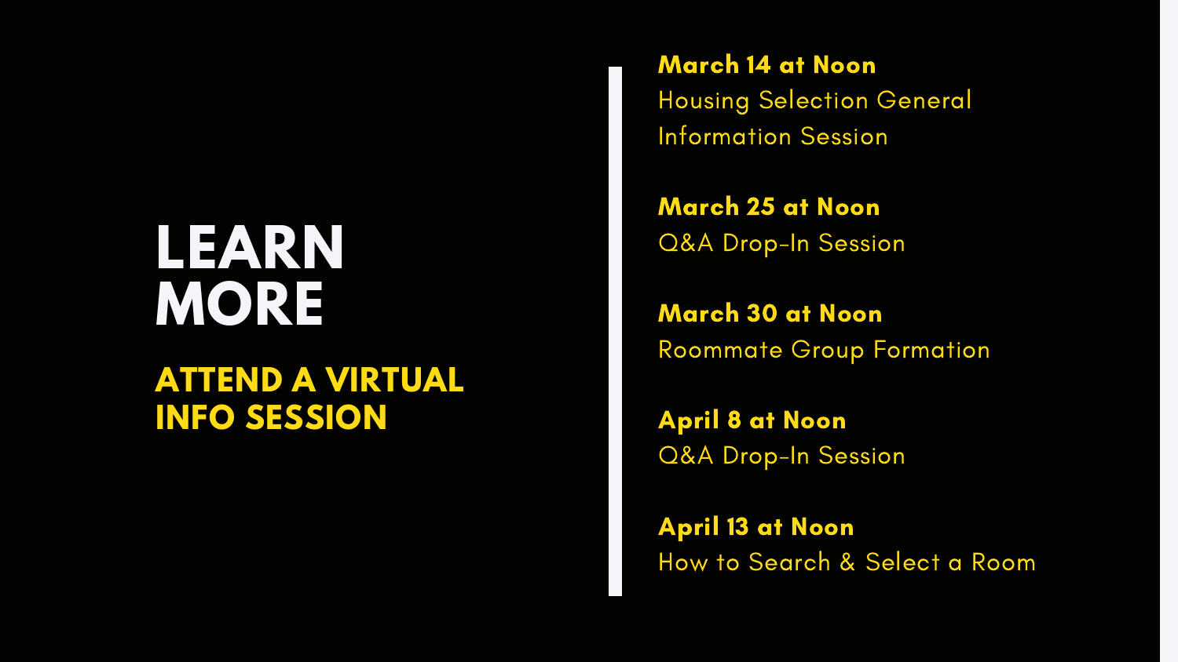# LEARN MORE

## ATTEND A VIRTUAL INFO SESSION

**March 14 at Noon**
Housing Selection General Information Session

**March 25 at Noon**
Q&A Drop-In Session

**March 30 at Noon**
Roommate Group Formation

**April 8 at Noon**
Q&A Drop-In Session

**April 13 at Noon**
How to Search & Select a Room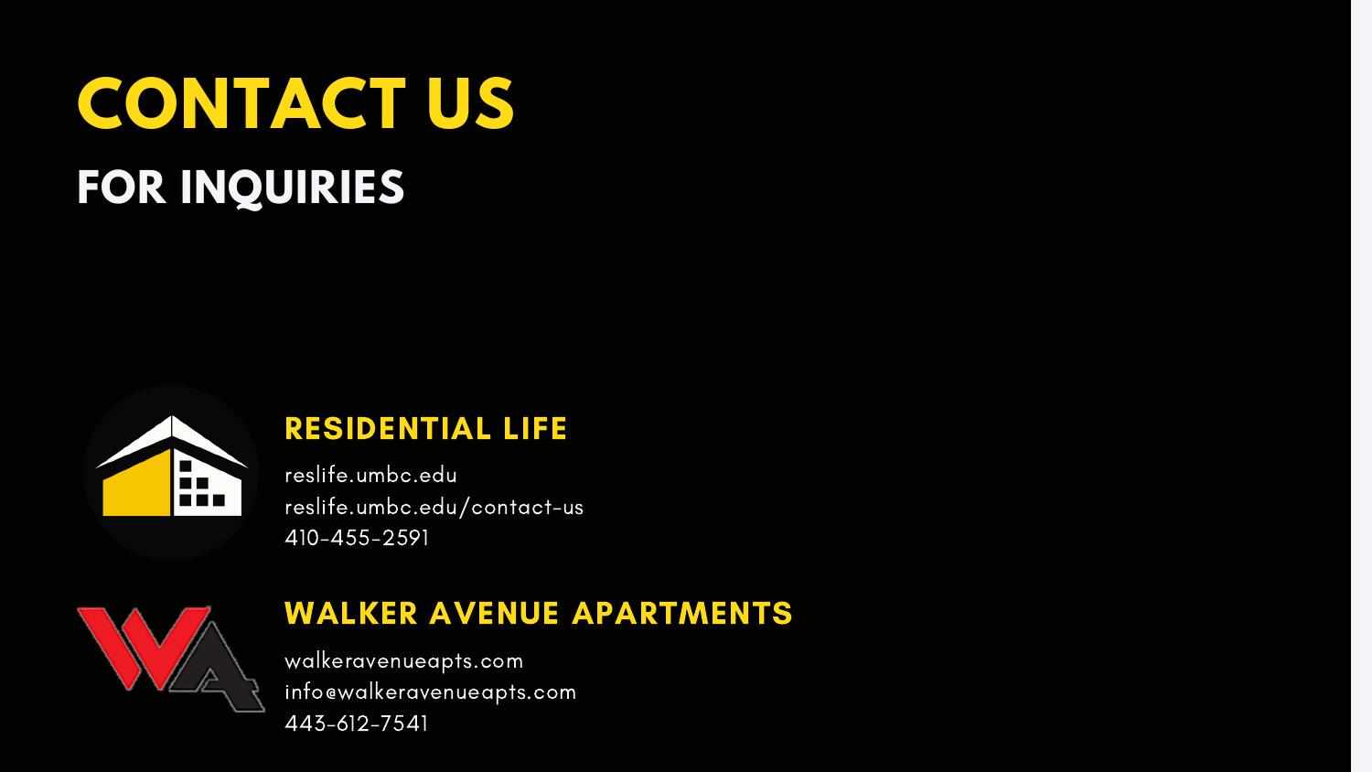# CONTACT US

## FOR INQUIRIES

### RESIDENTIAL LIFE

reslife.umbc.edu
reslife.umbc.edu/contact-us
410-455-2591

### WALKER AVENUE APARTMENTS

walkeravenueapts.com
info@walkeravenueapts.com
443-612-7541